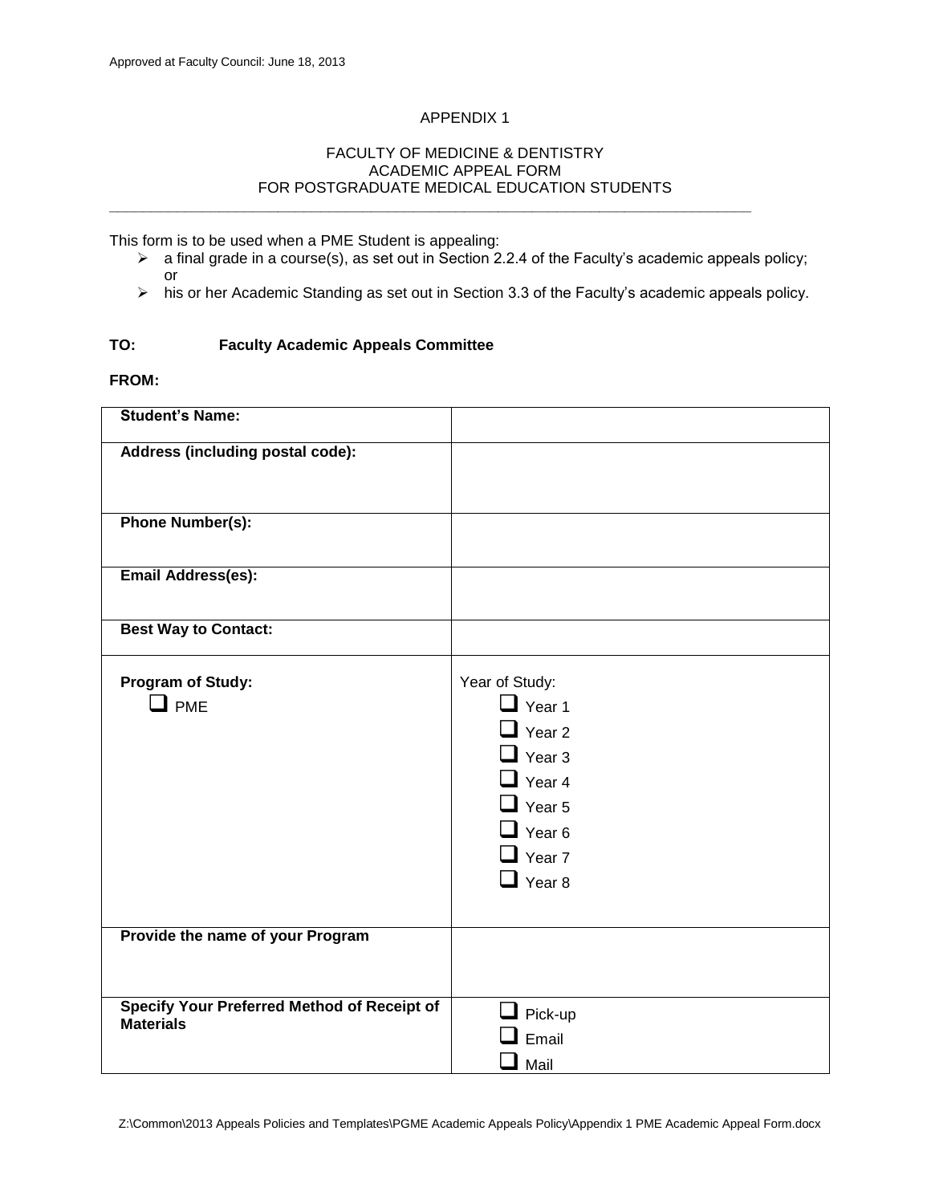Approved at Faculty Council: June 18, 2013

APPENDIX 1

# FACULTY OF MEDICINE & DENTISTRY
## ACADEMIC APPEAL FORM
## FOR POSTGRADUATE MEDICAL EDUCATION STUDENTS

---

This form is to be used when a PME Student is appealing:

- a final grade in a course(s), as set out in Section 2.2.4 of the Faculty's academic appeals policy; or
- his or her Academic Standing as set out in Section 3.3 of the Faculty's academic appeals policy.

**TO:** **Faculty Academic Appeals Committee**

**FROM:**

| | |
|---|---|
| **Student's Name:** | |
| **Address (including postal code):** | |
| **Phone Number(s):** | |
| **Email Address(es):** | |
| **Best Way to Contact:** | |
| **Program of Study:**<br>☐ PME | Year of Study:<br>☐ Year 1<br>☐ Year 2<br>☐ Year 3<br>☐ Year 4<br>☐ Year 5<br>☐ Year 6<br>☐ Year 7<br>☐ Year 8 |
| **Provide the name of your Program** | |
| **Specify Your Preferred Method of Receipt of Materials** | ☐ Pick-up<br>☐ Email<br>☐ Mail |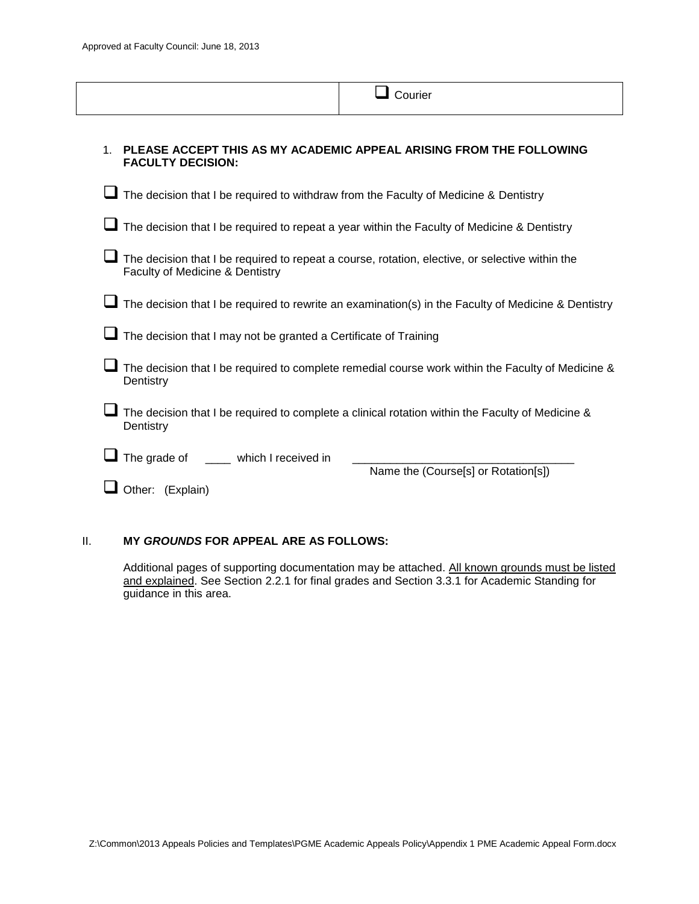| | ☐ Courier |
|---|---|

1. **PLEASE ACCEPT THIS AS MY ACADEMIC APPEAL ARISING FROM THE FOLLOWING FACULTY DECISION:**

☐ The decision that I be required to withdraw from the Faculty of Medicine & Dentistry

☐ The decision that I be required to repeat a year within the Faculty of Medicine & Dentistry

☐ The decision that I be required to repeat a course, rotation, elective, or selective within the Faculty of Medicine & Dentistry

☐ The decision that I be required to rewrite an examination(s) in the Faculty of Medicine & Dentistry

☐ The decision that I may not be granted a Certificate of Training

☐ The decision that I be required to complete remedial course work within the Faculty of Medicine & Dentistry

☐ The decision that I be required to complete a clinical rotation within the Faculty of Medicine & Dentistry

☐ The grade of ____ which I received in ___________________________________
Name the (Course[s] or Rotation[s])

☐ Other: (Explain)

II. **MY *GROUNDS* FOR APPEAL ARE AS FOLLOWS:**

Additional pages of supporting documentation may be attached. <u>All known grounds must be listed and explained</u>. See Section 2.2.1 for final grades and Section 3.3.1 for Academic Standing for guidance in this area.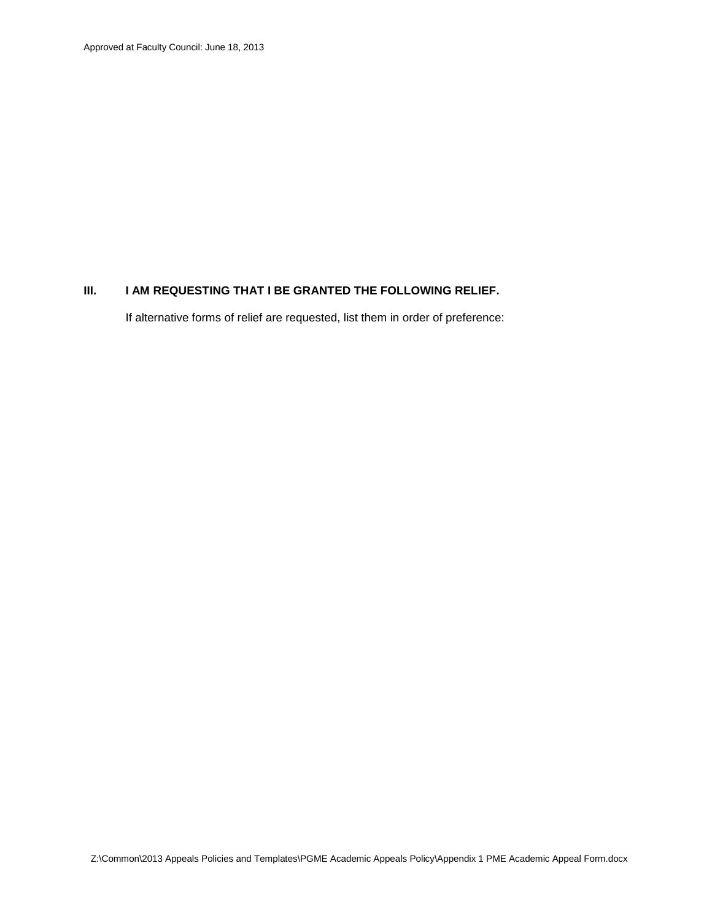## III. I AM REQUESTING THAT I BE GRANTED THE FOLLOWING RELIEF.

If alternative forms of relief are requested, list them in order of preference: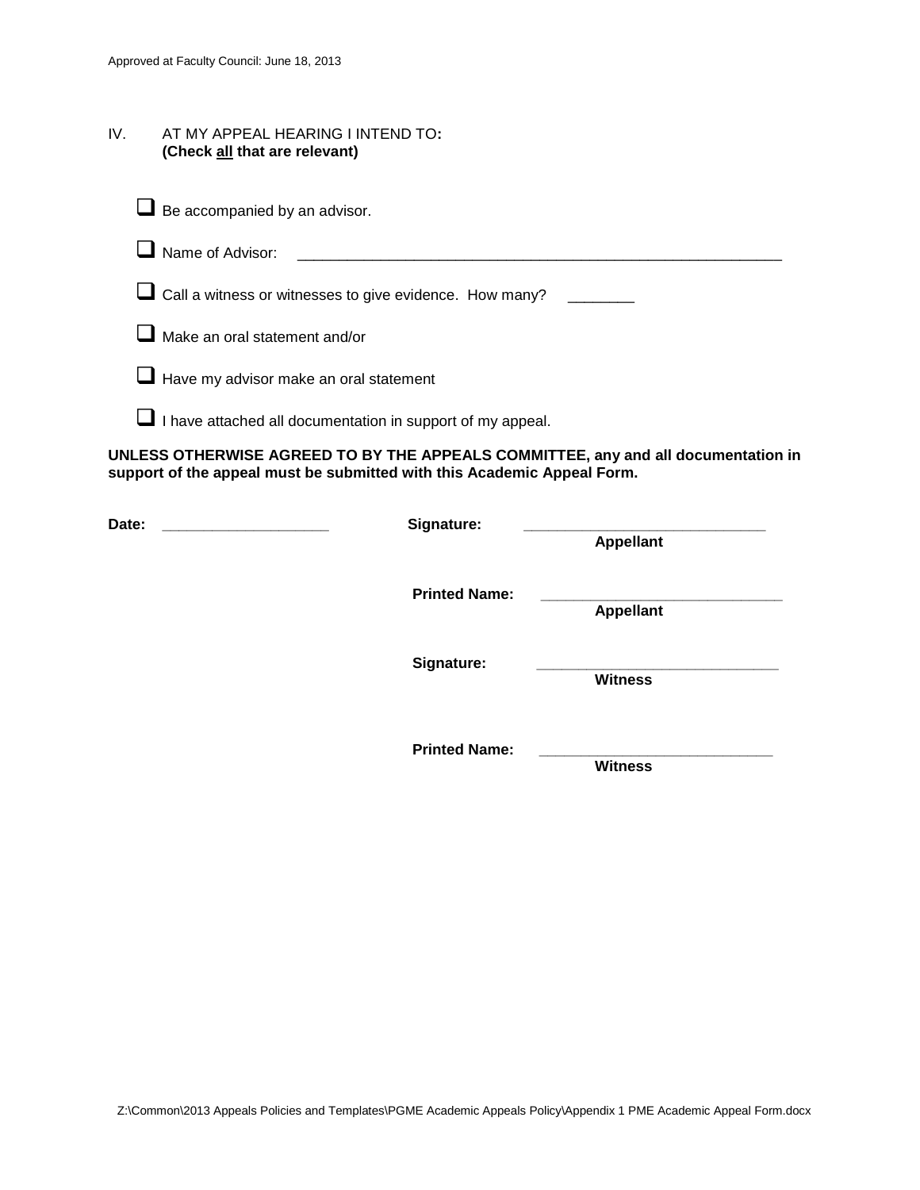IV. AT MY APPEAL HEARING I INTEND TO**:**
**(Check all that are relevant)**

- ☐ Be accompanied by an advisor.
- ☐ Name of Advisor: ____________________________________________________________
- ☐ Call a witness or witnesses to give evidence. How many? ________
- ☐ Make an oral statement and/or
- ☐ Have my advisor make an oral statement
- ☐ I have attached all documentation in support of my appeal.

**UNLESS OTHERWISE AGREED TO BY THE APPEALS COMMITTEE, any and all documentation in support of the appeal must be submitted with this Academic Appeal Form.**

**Date:** ____________________

**Signature:** ______________________________
**Appellant**

**Printed Name:** ______________________________
**Appellant**

**Signature:** ______________________________
**Witness**

**Printed Name:** ______________________________
**Witness**